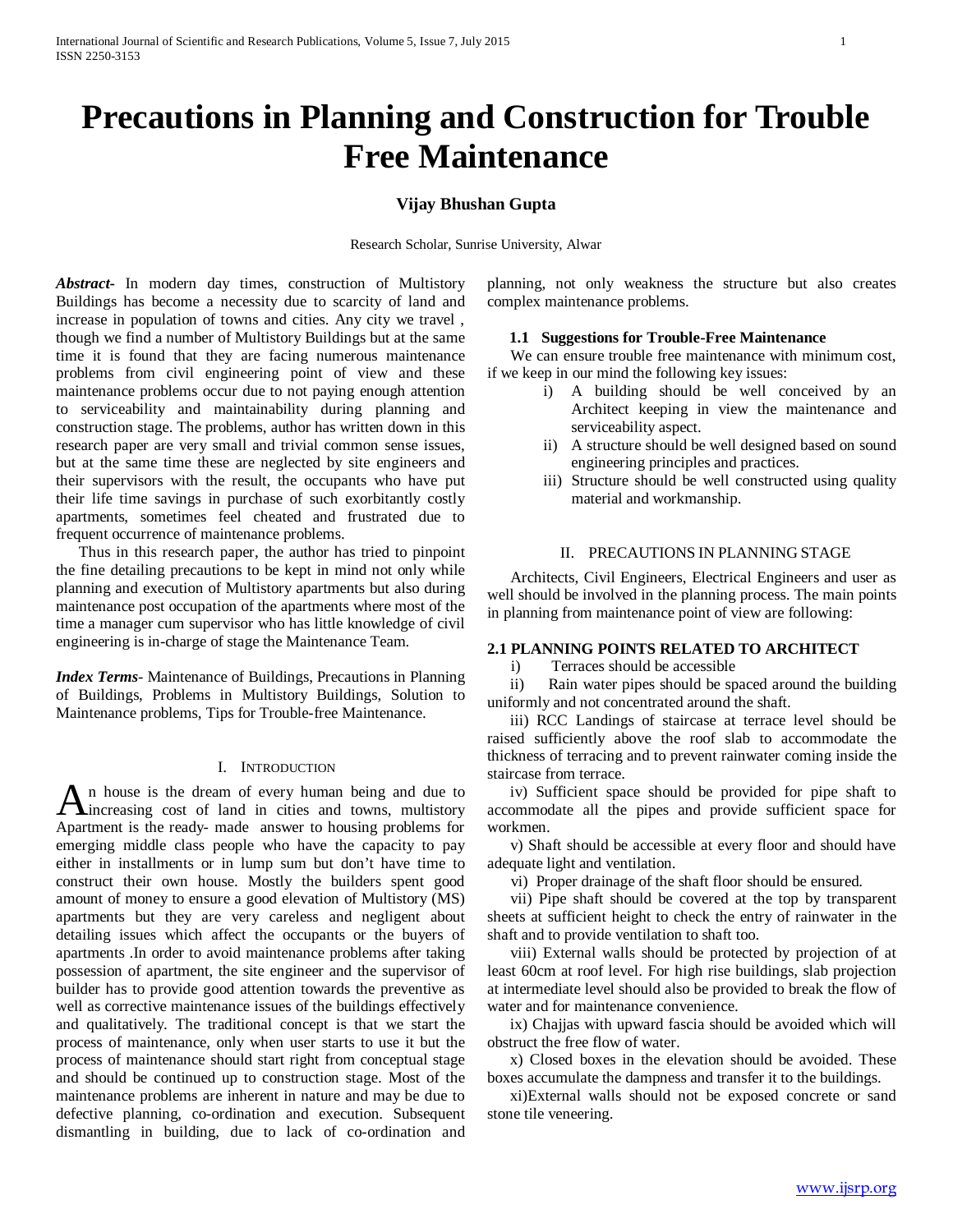# Precautions in Planning and Construction for Trouble Free Maintenance

**Vijay Bhushan Gupta**

Research Scholar, Sunrise University, Alwar

***Abstract***- In modern day times, construction of Multistory Buildings has become a necessity due to scarcity of land and increase in population of towns and cities. Any city we travel , though we find a number of Multistory Buildings but at the same time it is found that they are facing numerous maintenance problems from civil engineering point of view and these maintenance problems occur due to not paying enough attention to serviceability and maintainability during planning and construction stage. The problems, author has written down in this research paper are very small and trivial common sense issues, but at the same time these are neglected by site engineers and their supervisors with the result, the occupants who have put their life time savings in purchase of such exorbitantly costly apartments, sometimes feel cheated and frustrated due to frequent occurrence of maintenance problems.

Thus in this research paper, the author has tried to pinpoint the fine detailing precautions to be kept in mind not only while planning and execution of Multistory apartments but also during maintenance post occupation of the apartments where most of the time a manager cum supervisor who has little knowledge of civil engineering is in-charge of stage the Maintenance Team.

***Index Terms***- Maintenance of Buildings, Precautions in Planning of Buildings, Problems in Multistory Buildings, Solution to Maintenance problems, Tips for Trouble-free Maintenance.

## I. Introduction

An house is the dream of every human being and due to increasing cost of land in cities and towns, multistory Apartment is the ready- made answer to housing problems for emerging middle class people who have the capacity to pay either in installments or in lump sum but don't have time to construct their own house. Mostly the builders spent good amount of money to ensure a good elevation of Multistory (MS) apartments but they are very careless and negligent about detailing issues which affect the occupants or the buyers of apartments .In order to avoid maintenance problems after taking possession of apartment, the site engineer and the supervisor of builder has to provide good attention towards the preventive as well as corrective maintenance issues of the buildings effectively and qualitatively. The traditional concept is that we start the process of maintenance, only when user starts to use it but the process of maintenance should start right from conceptual stage and should be continued up to construction stage. Most of the maintenance problems are inherent in nature and may be due to defective planning, co-ordination and execution. Subsequent dismantling in building, due to lack of co-ordination and planning, not only weakness the structure but also creates complex maintenance problems.

### 1.1 Suggestions for Trouble-Free Maintenance

We can ensure trouble free maintenance with minimum cost, if we keep in our mind the following key issues:

i) A building should be well conceived by an Architect keeping in view the maintenance and serviceability aspect.

ii) A structure should be well designed based on sound engineering principles and practices.

iii) Structure should be well constructed using quality material and workmanship.

## II. Precautions in Planning Stage

Architects, Civil Engineers, Electrical Engineers and user as well should be involved in the planning process. The main points in planning from maintenance point of view are following:

### 2.1 PLANNING POINTS RELATED TO ARCHITECT

i) Terraces should be accessible

ii) Rain water pipes should be spaced around the building uniformly and not concentrated around the shaft.

iii) RCC Landings of staircase at terrace level should be raised sufficiently above the roof slab to accommodate the thickness of terracing and to prevent rainwater coming inside the staircase from terrace.

iv) Sufficient space should be provided for pipe shaft to accommodate all the pipes and provide sufficient space for workmen.

v) Shaft should be accessible at every floor and should have adequate light and ventilation.

vi) Proper drainage of the shaft floor should be ensured.

vii) Pipe shaft should be covered at the top by transparent sheets at sufficient height to check the entry of rainwater in the shaft and to provide ventilation to shaft too.

viii) External walls should be protected by projection of at least 60cm at roof level. For high rise buildings, slab projection at intermediate level should also be provided to break the flow of water and for maintenance convenience.

ix) Chajjas with upward fascia should be avoided which will obstruct the free flow of water.

x) Closed boxes in the elevation should be avoided. These boxes accumulate the dampness and transfer it to the buildings.

xi)External walls should not be exposed concrete or sand stone tile veneering.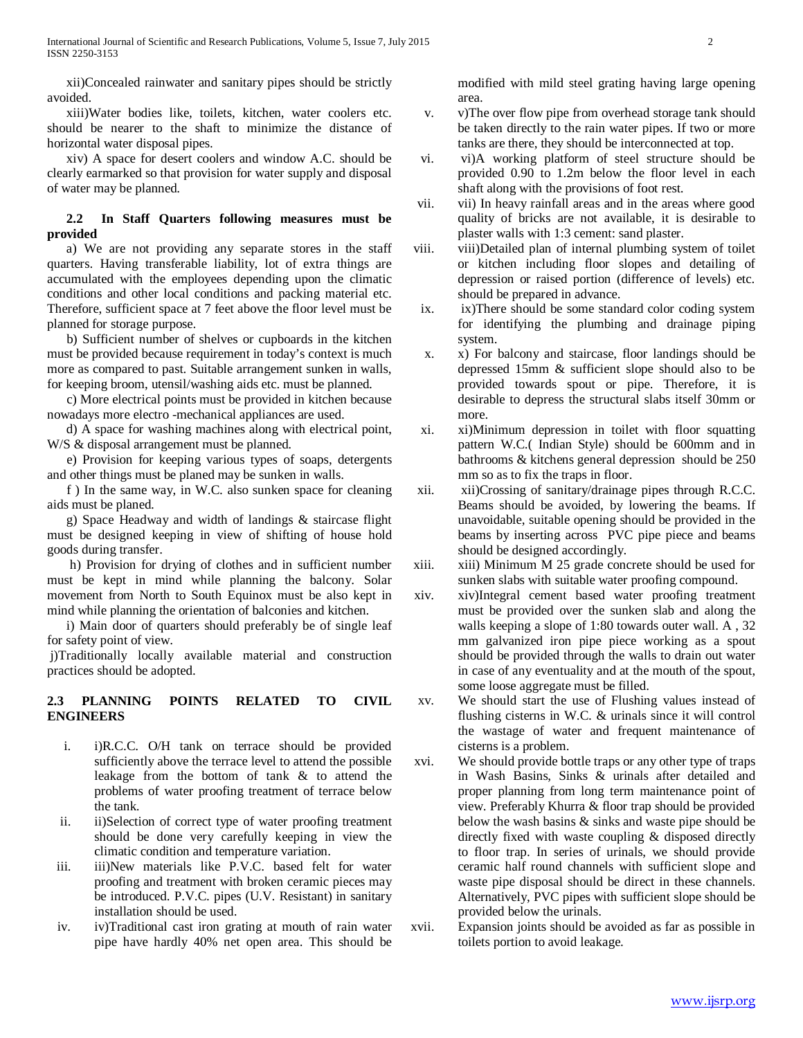xii)Concealed rainwater and sanitary pipes should be strictly avoided.

xiii)Water bodies like, toilets, kitchen, water coolers etc. should be nearer to the shaft to minimize the distance of horizontal water disposal pipes.

xiv) A space for desert coolers and window A.C. should be clearly earmarked so that provision for water supply and disposal of water may be planned.

### 2.2 In Staff Quarters following measures must be provided

a) We are not providing any separate stores in the staff quarters. Having transferable liability, lot of extra things are accumulated with the employees depending upon the climatic conditions and other local conditions and packing material etc. Therefore, sufficient space at 7 feet above the floor level must be planned for storage purpose.

b) Sufficient number of shelves or cupboards in the kitchen must be provided because requirement in today's context is much more as compared to past. Suitable arrangement sunken in walls, for keeping broom, utensil/washing aids etc. must be planned.

c) More electrical points must be provided in kitchen because nowadays more electro -mechanical appliances are used.

d) A space for washing machines along with electrical point, W/S & disposal arrangement must be planned.

e) Provision for keeping various types of soaps, detergents and other things must be planed may be sunken in walls.

f ) In the same way, in W.C. also sunken space for cleaning aids must be planed.

g) Space Headway and width of landings & staircase flight must be designed keeping in view of shifting of house hold goods during transfer.

h) Provision for drying of clothes and in sufficient number must be kept in mind while planning the balcony. Solar movement from North to South Equinox must be also kept in mind while planning the orientation of balconies and kitchen.

i) Main door of quarters should preferably be of single leaf for safety point of view.

j)Traditionally locally available material and construction practices should be adopted.

### 2.3 PLANNING POINTS RELATED TO CIVIL ENGINEERS

i. i)R.C.C. O/H tank on terrace should be provided sufficiently above the terrace level to attend the possible leakage from the bottom of tank & to attend the problems of water proofing treatment of terrace below the tank.

ii. ii)Selection of correct type of water proofing treatment should be done very carefully keeping in view the climatic condition and temperature variation.

iii. iii)New materials like P.V.C. based felt for water proofing and treatment with broken ceramic pieces may be introduced. P.V.C. pipes (U.V. Resistant) in sanitary installation should be used.

iv. iv)Traditional cast iron grating at mouth of rain water pipe have hardly 40% net open area. This should be modified with mild steel grating having large opening area.

v. v)The over flow pipe from overhead storage tank should be taken directly to the rain water pipes. If two or more tanks are there, they should be interconnected at top.

vi. vi)A working platform of steel structure should be provided 0.90 to 1.2m below the floor level in each shaft along with the provisions of foot rest.

vii. vii) In heavy rainfall areas and in the areas where good quality of bricks are not available, it is desirable to plaster walls with 1:3 cement: sand plaster.

viii. viii)Detailed plan of internal plumbing system of toilet or kitchen including floor slopes and detailing of depression or raised portion (difference of levels) etc. should be prepared in advance.

ix. ix)There should be some standard color coding system for identifying the plumbing and drainage piping system.

x. x) For balcony and staircase, floor landings should be depressed 15mm & sufficient slope should also to be provided towards spout or pipe. Therefore, it is desirable to depress the structural slabs itself 30mm or more.

xi. xi)Minimum depression in toilet with floor squatting pattern W.C.( Indian Style) should be 600mm and in bathrooms & kitchens general depression should be 250 mm so as to fix the traps in floor.

xii. xii)Crossing of sanitary/drainage pipes through R.C.C. Beams should be avoided, by lowering the beams. If unavoidable, suitable opening should be provided in the beams by inserting across PVC pipe piece and beams should be designed accordingly.

xiii. xiii) Minimum M 25 grade concrete should be used for sunken slabs with suitable water proofing compound.

xiv. xiv)Integral cement based water proofing treatment must be provided over the sunken slab and along the walls keeping a slope of 1:80 towards outer wall. A , 32 mm galvanized iron pipe piece working as a spout should be provided through the walls to drain out water in case of any eventuality and at the mouth of the spout, some loose aggregate must be filled.

xv. We should start the use of Flushing values instead of flushing cisterns in W.C. & urinals since it will control the wastage of water and frequent maintenance of cisterns is a problem.

xvi. We should provide bottle traps or any other type of traps in Wash Basins, Sinks & urinals after detailed and proper planning from long term maintenance point of view. Preferably Khurra & floor trap should be provided below the wash basins & sinks and waste pipe should be directly fixed with waste coupling & disposed directly to floor trap. In series of urinals, we should provide ceramic half round channels with sufficient slope and waste pipe disposal should be direct in these channels. Alternatively, PVC pipes with sufficient slope should be provided below the urinals.

xvii. Expansion joints should be avoided as far as possible in toilets portion to avoid leakage.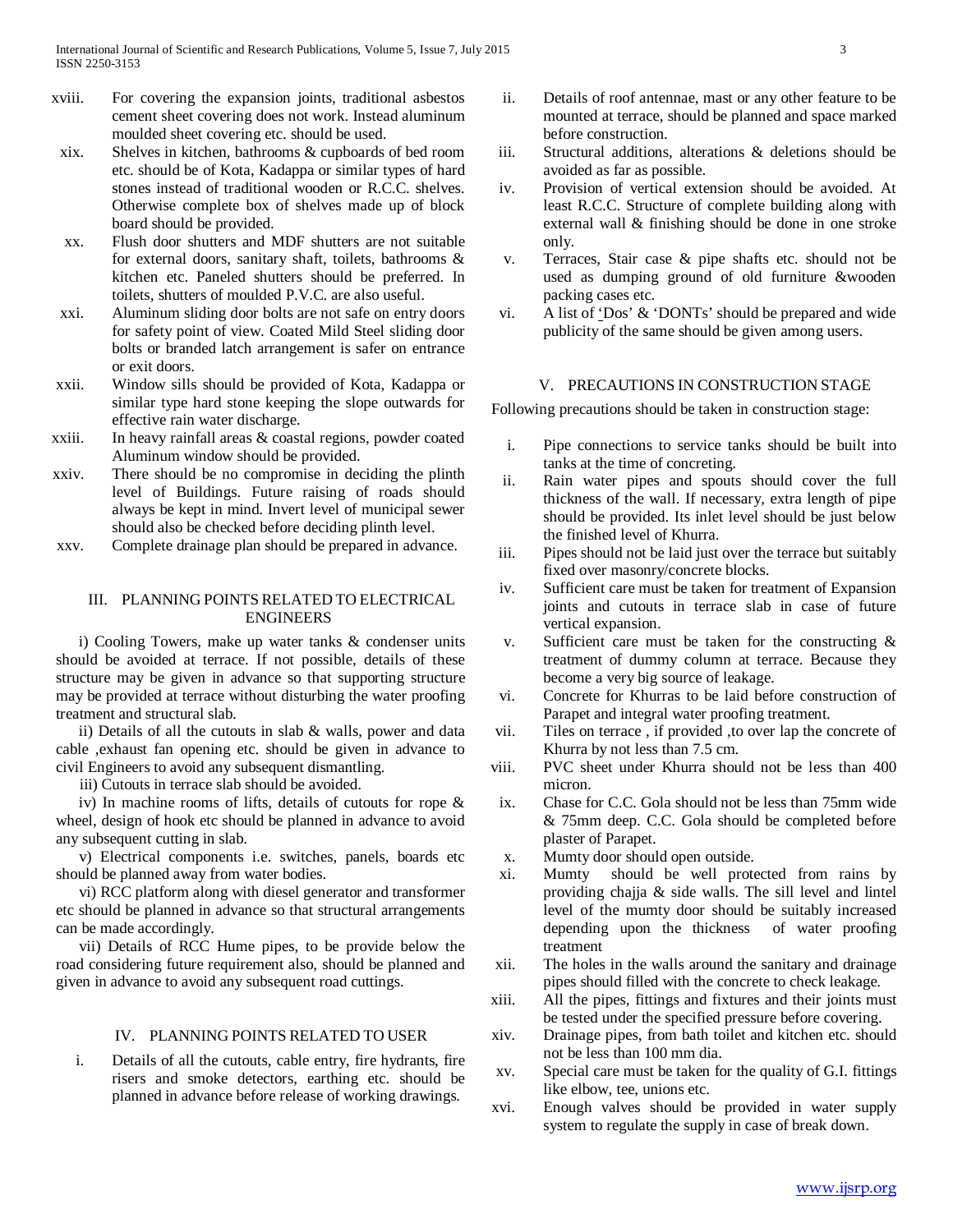xviii. For covering the expansion joints, traditional asbestos cement sheet covering does not work. Instead aluminum moulded sheet covering etc. should be used.

xix. Shelves in kitchen, bathrooms & cupboards of bed room etc. should be of Kota, Kadappa or similar types of hard stones instead of traditional wooden or R.C.C. shelves. Otherwise complete box of shelves made up of block board should be provided.

xx. Flush door shutters and MDF shutters are not suitable for external doors, sanitary shaft, toilets, bathrooms & kitchen etc. Paneled shutters should be preferred. In toilets, shutters of moulded P.V.C. are also useful.

xxi. Aluminum sliding door bolts are not safe on entry doors for safety point of view. Coated Mild Steel sliding door bolts or branded latch arrangement is safer on entrance or exit doors.

xxii. Window sills should be provided of Kota, Kadappa or similar type hard stone keeping the slope outwards for effective rain water discharge.

xxiii. In heavy rainfall areas & coastal regions, powder coated Aluminum window should be provided.

xxiv. There should be no compromise in deciding the plinth level of Buildings. Future raising of roads should always be kept in mind. Invert level of municipal sewer should also be checked before deciding plinth level.

xxv. Complete drainage plan should be prepared in advance.

## III. PLANNING POINTS RELATED TO ELECTRICAL ENGINEERS

i) Cooling Towers, make up water tanks & condenser units should be avoided at terrace. If not possible, details of these structure may be given in advance so that supporting structure may be provided at terrace without disturbing the water proofing treatment and structural slab.

ii) Details of all the cutouts in slab & walls, power and data cable ,exhaust fan opening etc. should be given in advance to civil Engineers to avoid any subsequent dismantling.

iii) Cutouts in terrace slab should be avoided.

iv) In machine rooms of lifts, details of cutouts for rope & wheel, design of hook etc should be planned in advance to avoid any subsequent cutting in slab.

v) Electrical components i.e. switches, panels, boards etc should be planned away from water bodies.

vi) RCC platform along with diesel generator and transformer etc should be planned in advance so that structural arrangements can be made accordingly.

vii) Details of RCC Hume pipes, to be provide below the road considering future requirement also, should be planned and given in advance to avoid any subsequent road cuttings.

## IV. PLANNING POINTS RELATED TO USER

i. Details of all the cutouts, cable entry, fire hydrants, fire risers and smoke detectors, earthing etc. should be planned in advance before release of working drawings.

ii. Details of roof antennae, mast or any other feature to be mounted at terrace, should be planned and space marked before construction.

iii. Structural additions, alterations & deletions should be avoided as far as possible.

iv. Provision of vertical extension should be avoided. At least R.C.C. Structure of complete building along with external wall & finishing should be done in one stroke only.

v. Terraces, Stair case & pipe shafts etc. should not be used as dumping ground of old furniture &wooden packing cases etc.

vi. A list of 'Dos' & 'DONTs' should be prepared and wide publicity of the same should be given among users.

## V. PRECAUTIONS IN CONSTRUCTION STAGE

Following precautions should be taken in construction stage:

i. Pipe connections to service tanks should be built into tanks at the time of concreting.

ii. Rain water pipes and spouts should cover the full thickness of the wall. If necessary, extra length of pipe should be provided. Its inlet level should be just below the finished level of Khurra.

iii. Pipes should not be laid just over the terrace but suitably fixed over masonry/concrete blocks.

iv. Sufficient care must be taken for treatment of Expansion joints and cutouts in terrace slab in case of future vertical expansion.

v. Sufficient care must be taken for the constructing & treatment of dummy column at terrace. Because they become a very big source of leakage.

vi. Concrete for Khurras to be laid before construction of Parapet and integral water proofing treatment.

vii. Tiles on terrace , if provided ,to over lap the concrete of Khurra by not less than 7.5 cm.

viii. PVC sheet under Khurra should not be less than 400 micron.

ix. Chase for C.C. Gola should not be less than 75mm wide & 75mm deep. C.C. Gola should be completed before plaster of Parapet.

x. Mumty door should open outside.

xi. Mumty should be well protected from rains by providing chajja & side walls. The sill level and lintel level of the mumty door should be suitably increased depending upon the thickness of water proofing treatment

xii. The holes in the walls around the sanitary and drainage pipes should filled with the concrete to check leakage.

xiii. All the pipes, fittings and fixtures and their joints must be tested under the specified pressure before covering.

xiv. Drainage pipes, from bath toilet and kitchen etc. should not be less than 100 mm dia.

xv. Special care must be taken for the quality of G.I. fittings like elbow, tee, unions etc.

xvi. Enough valves should be provided in water supply system to regulate the supply in case of break down.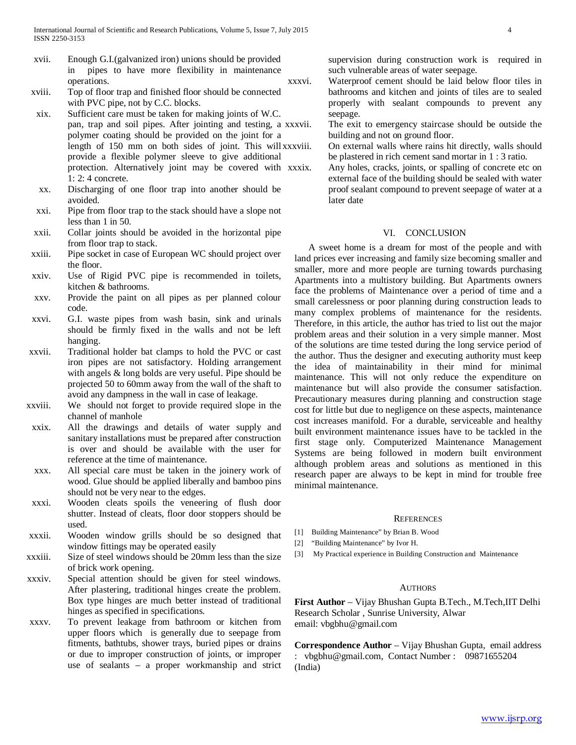xvii. Enough G.I.(galvanized iron) unions should be provided in pipes to have more flexibility in maintenance operations.

xviii. Top of floor trap and finished floor should be connected with PVC pipe, not by C.C. blocks.

xix. Sufficient care must be taken for making joints of W.C. pan, trap and soil pipes. After jointing and testing, a polymer coating should be provided on the joint for a length of 150 mm on both sides of joint. This will provide a flexible polymer sleeve to give additional protection. Alternatively joint may be covered with 1: 2: 4 concrete.

xx. Discharging of one floor trap into another should be avoided.

xxi. Pipe from floor trap to the stack should have a slope not less than 1 in 50.

xxii. Collar joints should be avoided in the horizontal pipe from floor trap to stack.

xxiii. Pipe socket in case of European WC should project over the floor.

xxiv. Use of Rigid PVC pipe is recommended in toilets, kitchen & bathrooms.

xxv. Provide the paint on all pipes as per planned colour code.

xxvi. G.I. waste pipes from wash basin, sink and urinals should be firmly fixed in the walls and not be left hanging.

xxvii. Traditional holder bat clamps to hold the PVC or cast iron pipes are not satisfactory. Holding arrangement with angels & long bolds are very useful. Pipe should be projected 50 to 60mm away from the wall of the shaft to avoid any dampness in the wall in case of leakage.

xxviii. We should not forget to provide required slope in the channel of manhole

xxix. All the drawings and details of water supply and sanitary installations must be prepared after construction is over and should be available with the user for reference at the time of maintenance.

xxx. All special care must be taken in the joinery work of wood. Glue should be applied liberally and bamboo pins should not be very near to the edges.

xxxi. Wooden cleats spoils the veneering of flush door shutter. Instead of cleats, floor door stoppers should be used.

xxxii. Wooden window grills should be so designed that window fittings may be operated easily

xxxiii. Size of steel windows should be 20mm less than the size of brick work opening.

xxxiv. Special attention should be given for steel windows. After plastering, traditional hinges create the problem. Box type hinges are much better instead of traditional hinges as specified in specifications.

xxxv. To prevent leakage from bathroom or kitchen from upper floors which is generally due to seepage from fitments, bathtubs, shower trays, buried pipes or drains or due to improper construction of joints, or improper use of sealants – a proper workmanship and strict supervision during construction work is required in such vulnerable areas of water seepage.

xxxvi. Waterproof cement should be laid below floor tiles in bathrooms and kitchen and joints of tiles are to sealed properly with sealant compounds to prevent any seepage.

xxxvii. The exit to emergency staircase should be outside the building and not on ground floor.

xxxviii. On external walls where rains hit directly, walls should be plastered in rich cement sand mortar in 1 : 3 ratio.

xxxix. Any holes, cracks, joints, or spalling of concrete etc on external face of the building should be sealed with water proof sealant compound to prevent seepage of water at a later date

## VI. CONCLUSION

A sweet home is a dream for most of the people and with land prices ever increasing and family size becoming smaller and smaller, more and more people are turning towards purchasing Apartments into a multistory building. But Apartments owners face the problems of Maintenance over a period of time and a small carelessness or poor planning during construction leads to many complex problems of maintenance for the residents. Therefore, in this article, the author has tried to list out the major problem areas and their solution in a very simple manner. Most of the solutions are time tested during the long service period of the author. Thus the designer and executing authority must keep the idea of maintainability in their mind for minimal maintenance. This will not only reduce the expenditure on maintenance but will also provide the consumer satisfaction. Precautionary measures during planning and construction stage cost for little but due to negligence on these aspects, maintenance cost increases manifold. For a durable, serviceable and healthy built environment maintenance issues have to be tackled in the first stage only. Computerized Maintenance Management Systems are being followed in modern built environment although problem areas and solutions as mentioned in this research paper are always to be kept in mind for trouble free minimal maintenance.

## REFERENCES

[1] Building Maintenance" by Brian B. Wood

[2] "Building Maintenance" by Ivor H.

[3] My Practical experience in Building Construction and Maintenance

## AUTHORS

**First Author** – Vijay Bhushan Gupta B.Tech., M.Tech,IIT Delhi Research Scholar , Sunrise University, Alwar
email: vbgbhu@gmail.com

**Correspondence Author** – Vijay Bhushan Gupta, email address : vbgbhu@gmail.com, Contact Number : 09871655204 (India)